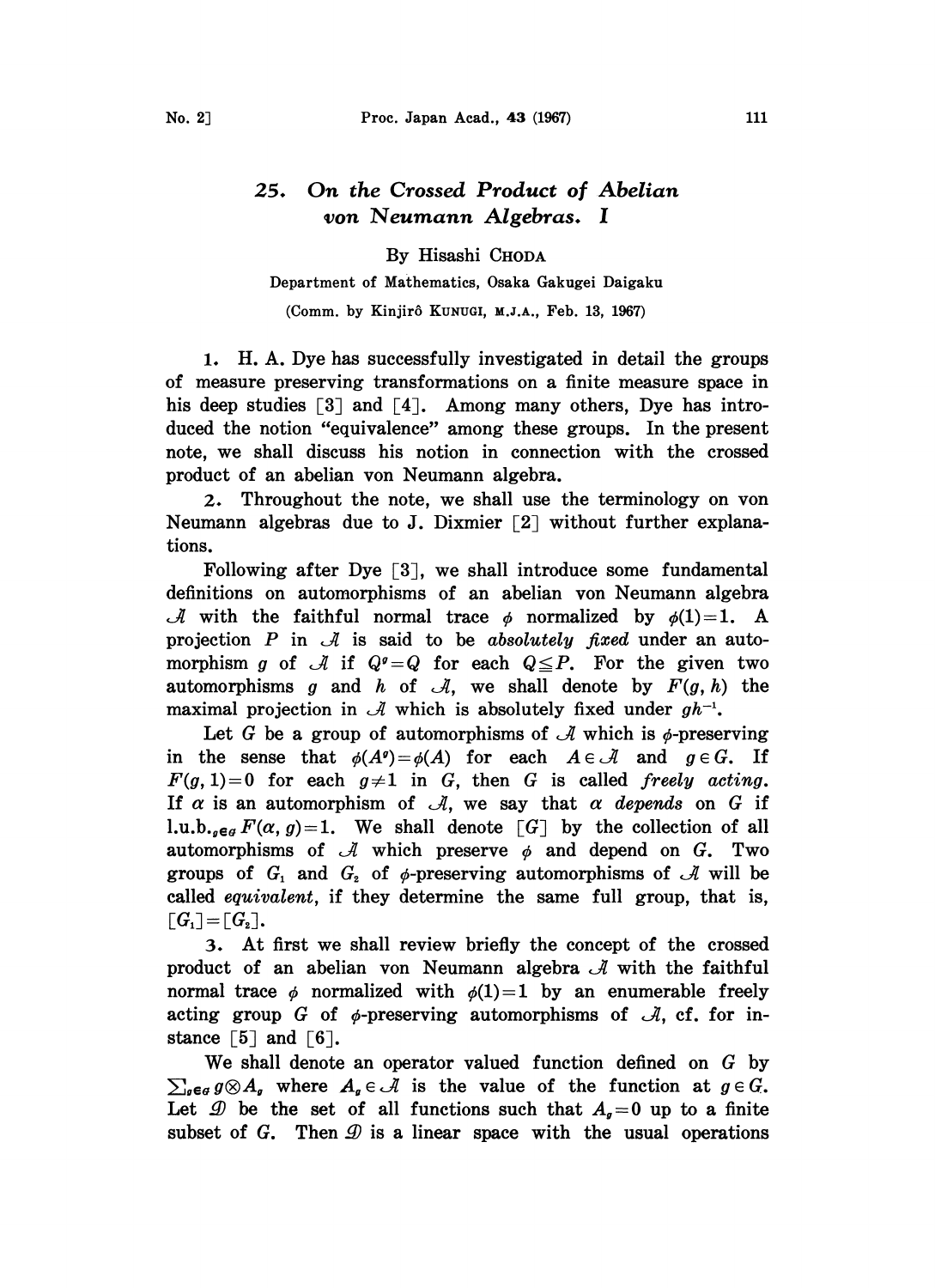# 25. On the Crossed Product of Abelian von Neumann Algebras. I

By Hisashi CHODA

Department of Mathematics, Osaka Gakugei Daigaku

(Comm. by Kinjirô KUNUGI, M.J.A., Feb. 13, 1967)

1. H. A. Dye has successfully investigated in detail the groups of measure preserving transformations on a finite measure space in his deep studies [3] and [4]. Among many others, Dye has introduced the notion "equivalence" among these groups. In the present note, we shall discuss his notion in connection with the crossed product of an abelian von Neumann algebra.

2. Throughout the note, we shall use the terminology on von Neumann algebras due to J. Dixmier [2] without further explanations.

Following after Dye [3], we shall introduce some fundamental definitions on automorphisms of an abelian von Neumann algebra $\mathcal{A}$ with the faithful normal trace $\phi$ normalized by $\phi(1)=1$. A projection $P$ in $\mathcal{A}$ is said to be *absolutely fixed* under an automorphism $g$ of $\mathcal{A}$ if $Q^g=Q$ for each $Q\leq P$. For the given two automorphisms $g$ and $h$ of $\mathcal{A}$, we shall denote by $F(g, h)$ the maximal projection in $\mathcal{A}$ which is absolutely fixed under $gh^{-1}$.

Let $G$ be a group of automorphisms of $\mathcal{A}$ which is $\phi$-preserving in the sense that $\phi(A^g)=\phi(A)$ for each $A\in\mathcal{A}$ and $g\in G$. If $F(g, 1)=0$ for each $g\neq 1$ in $G$, then $G$ is called *freely acting*. If $\alpha$ is an automorphism of $\mathcal{A}$, we say that $\alpha$ *depends* on $G$ if $\text{l.u.b.}_{g\in G} F(\alpha, g)=1$. We shall denote $[G]$ by the collection of all automorphisms of $\mathcal{A}$ which preserve $\phi$ and depend on $G$. Two groups of $G_1$ and $G_2$ of $\phi$-preserving automorphisms of $\mathcal{A}$ will be called *equivalent*, if they determine the same full group, that is, $[G_1]=[G_2]$.

3. At first we shall review briefly the concept of the crossed product of an abelian von Neumann algebra $\mathcal{A}$ with the faithful normal trace $\phi$ normalized with $\phi(1)=1$ by an enumerable freely acting group $G$ of $\phi$-preserving automorphisms of $\mathcal{A}$, cf. for instance [5] and [6].

We shall denote an operator valued function defined on $G$ by $\sum_{g\in G} g\otimes A_g$ where $A_g\in\mathcal{A}$ is the value of the function at $g\in G$. Let $\mathcal{D}$ be the set of all functions such that $A_g=0$ up to a finite subset of $G$. Then $\mathcal{D}$ is a linear space with the usual operations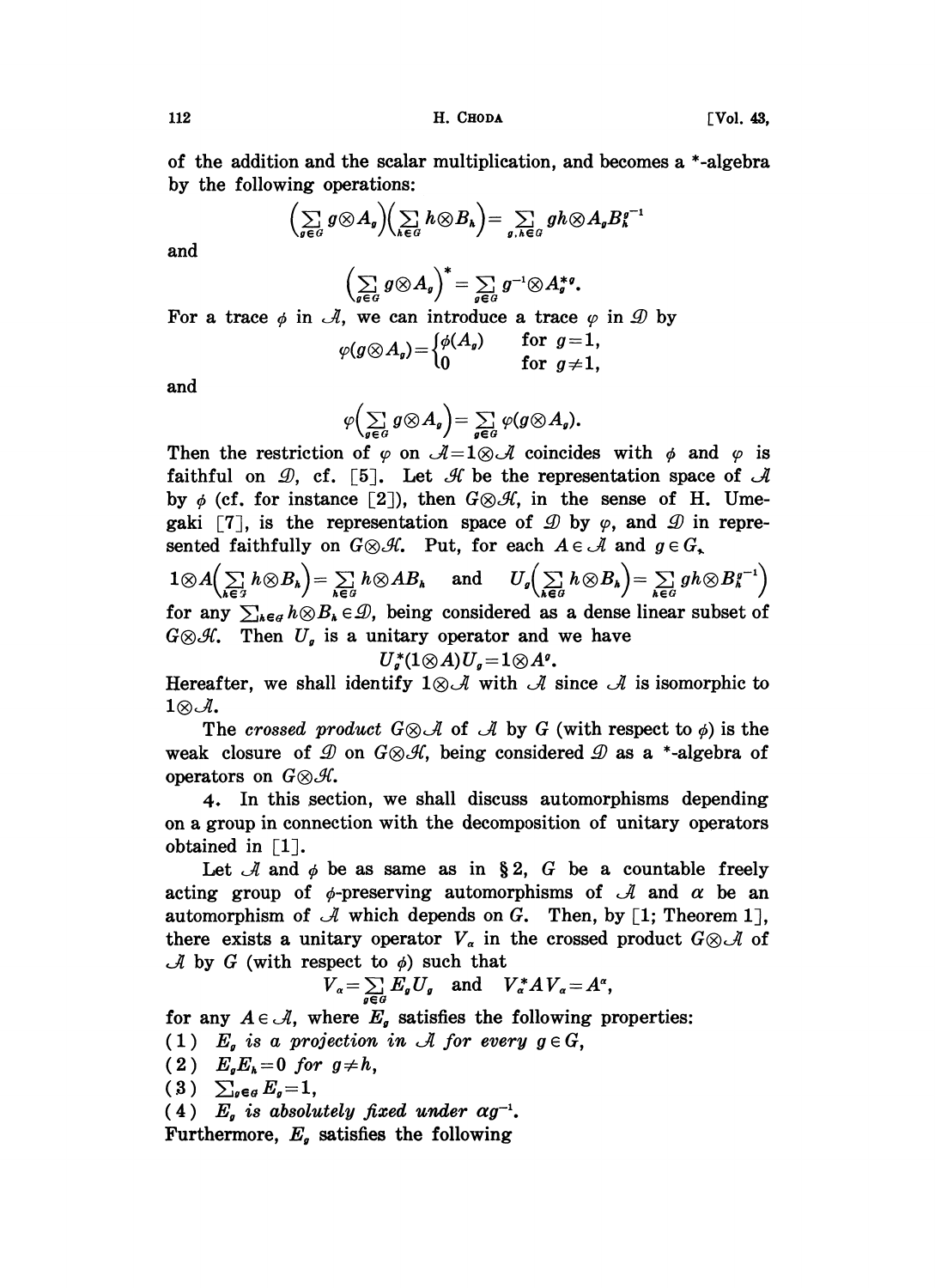of the addition and the scalar multiplication, and becomes a *-algebra by the following operations:

$$\Big(\sum_{g\in G} g\otimes A_g\Big)\Big(\sum_{h\in G} h\otimes B_h\Big) = \sum_{g,h\in G} gh\otimes A_g B_h^{g^{-1}}$$

and

$$\Big(\sum_{g\in G} g\otimes A_g\Big)^* = \sum_{g\in G} g^{-1}\otimes A_g^{*g}.$$

For a trace $\phi$ in $\mathcal{A}$, we can introduce a trace $\varphi$ in $\mathcal{D}$ by

$$\varphi(g\otimes A_g) = \begin{cases} \phi(A_g) & \text{for } g=1, \\ 0 & \text{for } g\neq 1, \end{cases}$$

and

$$\varphi\Big(\sum_{g\in G} g\otimes A_g\Big) = \sum_{g\in G} \varphi(g\otimes A_g).$$

Then the restriction of $\varphi$ on $\mathcal{A}=1\otimes\mathcal{A}$ coincides with $\phi$ and $\varphi$ is faithful on $\mathcal{D}$, cf. [5]. Let $\mathcal{H}$ be the representation space of $\mathcal{A}$ by $\phi$ (cf. for instance [2]), then $G\otimes\mathcal{H}$, in the sense of H. Umegaki [7], is the representation space of $\mathcal{D}$ by $\varphi$, and $\mathcal{D}$ in represented faithfully on $G\otimes\mathcal{H}$. Put, for each $A\in\mathcal{A}$ and $g\in G$,

$$1\otimes A\Big(\sum_{h\in G} h\otimes B_h\Big) = \sum_{h\in G} h\otimes AB_h \quad\text{and}\quad U_g\Big(\sum_{h\in G} h\otimes B_h\Big) = \sum_{h\in G} gh\otimes B_h^{g^{-1}}\Big)$$

for any $\sum_{h\in G} h\otimes B_h\in\mathcal{D}$, being considered as a dense linear subset of $G\otimes\mathcal{H}$. Then $U_g$ is a unitary operator and we have

$$U_g^*(1\otimes A)U_g = 1\otimes A^g.$$

Hereafter, we shall identify $1\otimes\mathcal{A}$ with $\mathcal{A}$ since $\mathcal{A}$ is isomorphic to $1\otimes\mathcal{A}$.

The *crossed product* $G\otimes\mathcal{A}$ of $\mathcal{A}$ by $G$ (with respect to $\phi$) is the weak closure of $\mathcal{D}$ on $G\otimes\mathcal{H}$, being considered $\mathcal{D}$ as a *-algebra of operators on $G\otimes\mathcal{H}$.

4. In this section, we shall discuss automorphisms depending on a group in connection with the decomposition of unitary operators obtained in [1].

Let $\mathcal{A}$ and $\phi$ be as same as in §2, $G$ be a countable freely acting group of $\phi$-preserving automorphisms of $\mathcal{A}$ and $\alpha$ be an automorphism of $\mathcal{A}$ which depends on $G$. Then, by [1; Theorem 1], there exists a unitary operator $V_\alpha$ in the crossed product $G\otimes\mathcal{A}$ of $\mathcal{A}$ by $G$ (with respect to $\phi$) such that

$$V_\alpha = \sum_{g\in G} E_g U_g \quad\text{and}\quad V_\alpha^* A V_\alpha = A^\alpha,$$

for any $A\in\mathcal{A}$, where $E_g$ satisfies the following properties:

(1) *$E_g$ is a projection in $\mathcal{A}$ for every $g\in G$,*

(2) *$E_g E_h = 0$ for $g\neq h$,*

(3) *$\sum_{g\in G} E_g = 1$,*

(4) *$E_g$ is absolutely fixed under $\alpha g^{-1}$.*

Furthermore, $E_g$ satisfies the following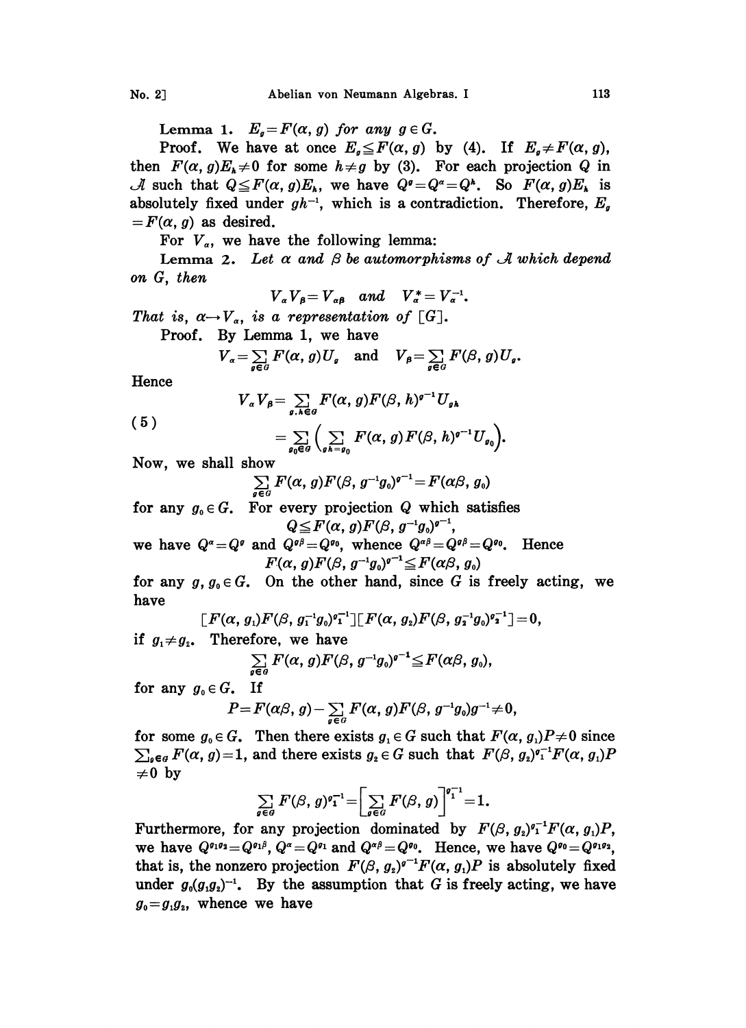**Lemma 1.** *$E_g = F(\alpha, g)$ for any $g \in G$.*

Proof. We have at once $E_g \leqq F(\alpha, g)$ by (4). If $E_g \neq F(\alpha, g)$, then $F(\alpha, g)E_h \neq 0$ for some $h \neq g$ by (3). For each projection $Q$ in $\mathcal{A}$ such that $Q \leqq F(\alpha, g)E_h$, we have $Q^g = Q^\alpha = Q^h$. So $F(\alpha, g)E_h$ is absolutely fixed under $gh^{-1}$, which is a contradiction. Therefore, $E_g = F(\alpha, g)$ as desired.

For $V_\alpha$, we have the following lemma:

**Lemma 2.** *Let $\alpha$ and $\beta$ be automorphisms of $\mathcal{A}$ which depend on $G$, then*

$$V_\alpha V_\beta = V_{\alpha\beta} \quad and \quad V_\alpha^* = V_\alpha^{-1}.$$

*That is, $\alpha \to V_\alpha$, is a representation of $[G]$.*

Proof. By Lemma 1, we have

$$V_\alpha = \sum_{g \in G} F(\alpha, g)U_g \quad \text{and} \quad V_\beta = \sum_{g \in G} F(\beta, g)U_g.$$

Hence

$$V_\alpha V_\beta = \sum_{g, h \in G} F(\alpha, g)F(\beta, h)^{g^{-1}} U_{gh}$$

$$(5) \qquad = \sum_{g_0 \in G} \Big( \sum_{gh = g_0} F(\alpha, g)F(\beta, h)^{g^{-1}} U_{g_0} \Big).$$

Now, we shall show

$$\sum_{g \in G} F(\alpha, g)F(\beta, g^{-1}g_0)^{g^{-1}} = F(\alpha\beta, g_0)$$

for any $g_0 \in G$. For every projection $Q$ which satisfies

$$Q \leqq F(\alpha, g)F(\beta, g^{-1}g_0)^{g^{-1}},$$

we have $Q^\alpha = Q^g$ and $Q^{g\beta} = Q^{g_0}$, whence $Q^{\alpha\beta} = Q^{g\beta} = Q^{g_0}$. Hence

$$F(\alpha, g)F(\beta, g^{-1}g_0)^{g^{-1}} \leqq F(\alpha\beta, g_0)$$

for any $g, g_0 \in G$. On the other hand, since $G$ is freely acting, we have

$$[F(\alpha, g_1)F(\beta, g_1^{-1}g_0)^{g_1^{-1}}][F(\alpha, g_2)F(\beta, g_2^{-1}g_0)^{g_2^{-1}}] = 0,$$

if $g_1 \neq g_2$. Therefore, we have

$$\sum_{g \in G} F(\alpha, g)F(\beta, g^{-1}g_0)^{g^{-1}} \leqq F(\alpha\beta, g_0),$$

for any $g_0 \in G$. If

$$P = F(\alpha\beta, g) - \sum_{g \in G} F(\alpha, g)F(\beta, g^{-1}g_0)g^{-1} \neq 0,$$

for some $g_0 \in G$. Then there exists $g_1 \in G$ such that $F(\alpha, g_1)P \neq 0$ since $\sum_{g \in G} F(\alpha, g) = 1$, and there exists $g_2 \in G$ such that $F(\beta, g_2)^{g_1^{-1}}F(\alpha, g_1)P \neq 0$ by

$$\sum_{g \in G} F(\beta, g)^{g_1^{-1}} = \Big[\sum_{g \in G} F(\beta, g)\Big]^{g_1^{-1}} = 1.$$

Furthermore, for any projection dominated by $F(\beta, g_2)^{g_1^{-1}}F(\alpha, g_1)P$, we have $Q^{g_1 g_2} = Q^{g_1 \beta}$, $Q^\alpha = Q^{g_1}$ and $Q^{\alpha\beta} = Q^{g_0}$. Hence, we have $Q^{g_0} = Q^{g_1 g_2}$, that is, the nonzero projection $F(\beta, g_2)^{g^{-1}}F(\alpha, g_1)P$ is absolutely fixed under $g_0(g_1 g_2)^{-1}$. By the assumption that $G$ is freely acting, we have $g_0 = g_1 g_2$, whence we have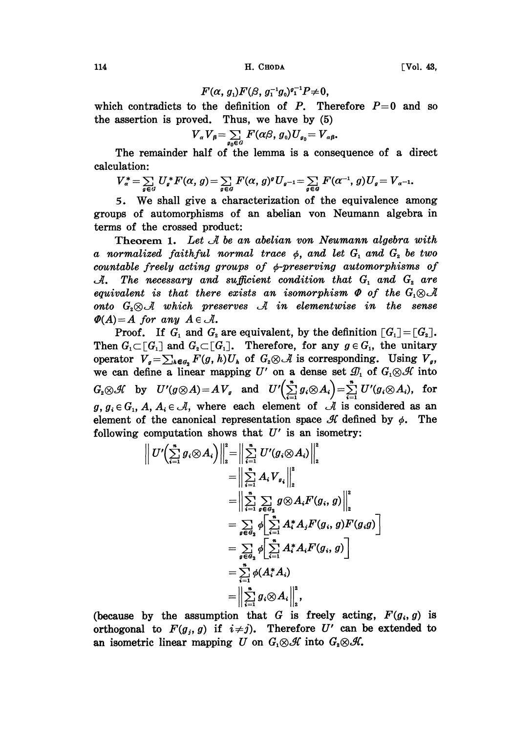$$F(\alpha, g_1)F(\beta, g_1^{-1}g_0)^{g_1^{-1}}P \neq 0,$$

which contradicts to the definition of $P$. Therefore $P=0$ and so the assertion is proved. Thus, we have by (5)

$$V_\alpha V_\beta = \sum_{g_0 \in G} F(\alpha\beta, g_0)U_{g_0} = V_{\alpha\beta}.$$

The remainder half of the lemma is a consequence of a direct calculation:

$$V_\alpha^* = \sum_{g \in G} U_g^* F(\alpha, g) = \sum_{g \in G} F(\alpha, g)^g U_{g^{-1}} = \sum_{g \in G} F(\alpha^{-1}, g)U_g = V_{\alpha^{-1}}.$$

5. We shall give a characterization of the equivalence among groups of automorphisms of an abelian von Neumann algebra in terms of the crossed product:

**Theorem 1.** *Let $\mathcal{A}$ be an abelian von Neumann algebra with a normalized faithful normal trace $\phi$, and let $G_1$ and $G_2$ be two countable freely acting groups of $\phi$-preserving automorphisms of $\mathcal{A}$. The necessary and sufficient condition that $G_1$ and $G_2$ are equivalent is that there exists an isomorphism $\Phi$ of the $G_1 \otimes \mathcal{A}$ onto $G_2 \otimes \mathcal{A}$ which preserves $\mathcal{A}$ in elementwise in the sense $\Phi(A)=A$ for any $A \in \mathcal{A}$.*

Proof. If $G_1$ and $G_2$ are equivalent, by the definition $[G_1]=[G_2]$. Then $G_1 \subset [G_1]$ and $G_2 \subset [G_1]$. Therefore, for any $g \in G_1$, the unitary operator $V_g = \sum_{h \in G_2} F(g, h)U_h$ of $G_2 \otimes \mathcal{A}$ is corresponding. Using $V_g$, we can define a linear mapping $U'$ on a dense set $\mathcal{D}_1$ of $G_1 \otimes \mathcal{H}$ into $G_2 \otimes \mathcal{H}$ by $U'(g \otimes A) = AV_g$ and $U'\left(\sum_{i=1}^n g_i \otimes A_i\right) = \sum_{i=1}^n U'(g_i \otimes A_i)$, for $g, g_i \in G_1$, $A, A_i \in \mathcal{A}$, where each element of $\mathcal{A}$ is considered as an element of the canonical representation space $\mathcal{H}$ defined by $\phi$. The following computation shows that $U'$ is an isometry:

$$\begin{aligned}
\left\| U'\left(\sum_{i=1}^n g_i \otimes A_i\right)\right\|_2^2 &= \left\| \sum_{i=1}^n U'(g_i \otimes A_i)\right\|_2^2 \\
&= \left\| \sum_{i=1}^n A_i V_{g_i} \right\|_2^2 \\
&= \left\| \sum_{i=1}^n \sum_{g \in G_2} g \otimes A_i F(g_i, g) \right\|_2^2 \\
&= \sum_{g \in G_2} \phi\left[\sum_{i=1}^n A_i^* A_j F(g_i, g) F(g_i g)\right] \\
&= \sum_{g \in G_2} \phi\left[\sum_{i=1}^n A_i^* A_i F(g_i, g)\right] \\
&= \sum_{i=1}^n \phi(A_i^* A_i) \\
&= \left\| \sum_{i=1}^n g_i \otimes A_i \right\|_2^2,
\end{aligned}$$

(because by the assumption that $G$ is freely acting, $F(g_i, g)$ is orthogonal to $F(g_j, g)$ if $i \neq j$). Therefore $U'$ can be extended to an isometric linear mapping $U$ on $G_1 \otimes \mathcal{H}$ into $G_2 \otimes \mathcal{H}$.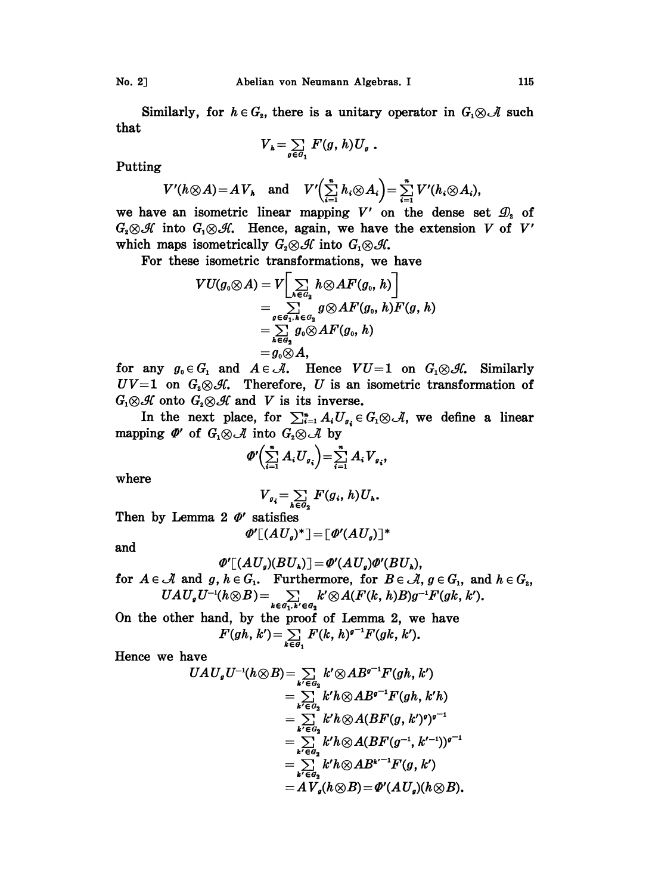Similarly, for $h \in G_2$, there is a unitary operator in $G_1 \otimes \mathcal{A}$ such that

$$V_h = \sum_{g \in G_1} F(g, h) U_g .$$

Putting

$$V'(h \otimes A) = A V_h \quad \text{and} \quad V'\Big(\sum_{i=1}^{n} h_i \otimes A_i\Big) = \sum_{i=1}^{n} V'(h_i \otimes A_i),$$

we have an isometric linear mapping $V'$ on the dense set $\mathcal{D}_2$ of $G_2 \otimes \mathcal{H}$ into $G_1 \otimes \mathcal{H}$. Hence, again, we have the extension $V$ of $V'$ which maps isometrically $G_2 \otimes \mathcal{H}$ into $G_1 \otimes \mathcal{H}$.

For these isometric transformations, we have

$$\begin{aligned} VU(g_0 \otimes A) &= V\Big[\sum_{h \in G_2} h \otimes AF(g_0, h)\Big] \\ &= \sum_{g \in G_1, h \in G_2} g \otimes AF(g_0, h)F(g, h) \\ &= \sum_{h \in G_2} g_0 \otimes AF(g_0, h) \\ &= g_0 \otimes A, \end{aligned}$$

for any $g_0 \in G_1$ and $A \in \mathcal{A}$. Hence $VU = 1$ on $G_1 \otimes \mathcal{H}$. Similarly $UV = 1$ on $G_2 \otimes \mathcal{H}$. Therefore, $U$ is an isometric transformation of $G_1 \otimes \mathcal{H}$ onto $G_2 \otimes \mathcal{H}$ and $V$ is its inverse.

In the next place, for $\sum_{i=1}^{n} A_i U_{g_i} \in G_1 \otimes \mathcal{A}$, we define a linear mapping $\Phi'$ of $G_1 \otimes \mathcal{A}$ into $G_2 \otimes \mathcal{A}$ by

$$\Phi'\Big(\sum_{i=1}^{n} A_i U_{g_i}\Big) = \sum_{i=1}^{n} A_i V_{g_i},$$

where

$$V_{g_i} = \sum_{h \in G_2} F(g_i, h) U_h .$$

Then by Lemma 2 $\Phi'$ satisfies

$$\Phi'[(AU_g)^*] = [\Phi'(AU_g)]^*$$

and

$$\Phi'[(AU_g)(BU_h)] = \Phi'(AU_g)\Phi'(BU_h),$$

for $A \in \mathcal{A}$ and $g, h \in G_1$. Furthermore, for $B \in \mathcal{A}$, $g \in G_1$, and $h \in G_2$,

$$UAU_gU^{-1}(h \otimes B) = \sum_{k \in G_1, k' \in G_2} k' \otimes A(F(k, h)B)^{g^{-1}} F(gk, k').$$

On the other hand, by the proof of Lemma 2, we have

$$F(gh, k') = \sum_{k \in G_1} F(k, h)^{g^{-1}} F(gk, k').$$

Hence we have

$$\begin{aligned} UAU_gU^{-1}(h \otimes B) &= \sum_{k' \in G_2} k' \otimes AB^{g^{-1}} F(gh, k') \\ &= \sum_{k' \in G_2} k'h \otimes AB^{g^{-1}} F(gh, k'h) \\ &= \sum_{k' \in G_2} k'h \otimes A(BF(g, k')^{g})^{g^{-1}} \\ &= \sum_{k' \in G_2} k'h \otimes A(BF(g^{-1}, k'^{-1}))^{g^{-1}} \\ &= \sum_{k' \in G_2} k'h \otimes AB^{k'^{-1}} F(g, k') \\ &= AV_g(h \otimes B) = \Phi'(AU_g)(h \otimes B). \end{aligned}$$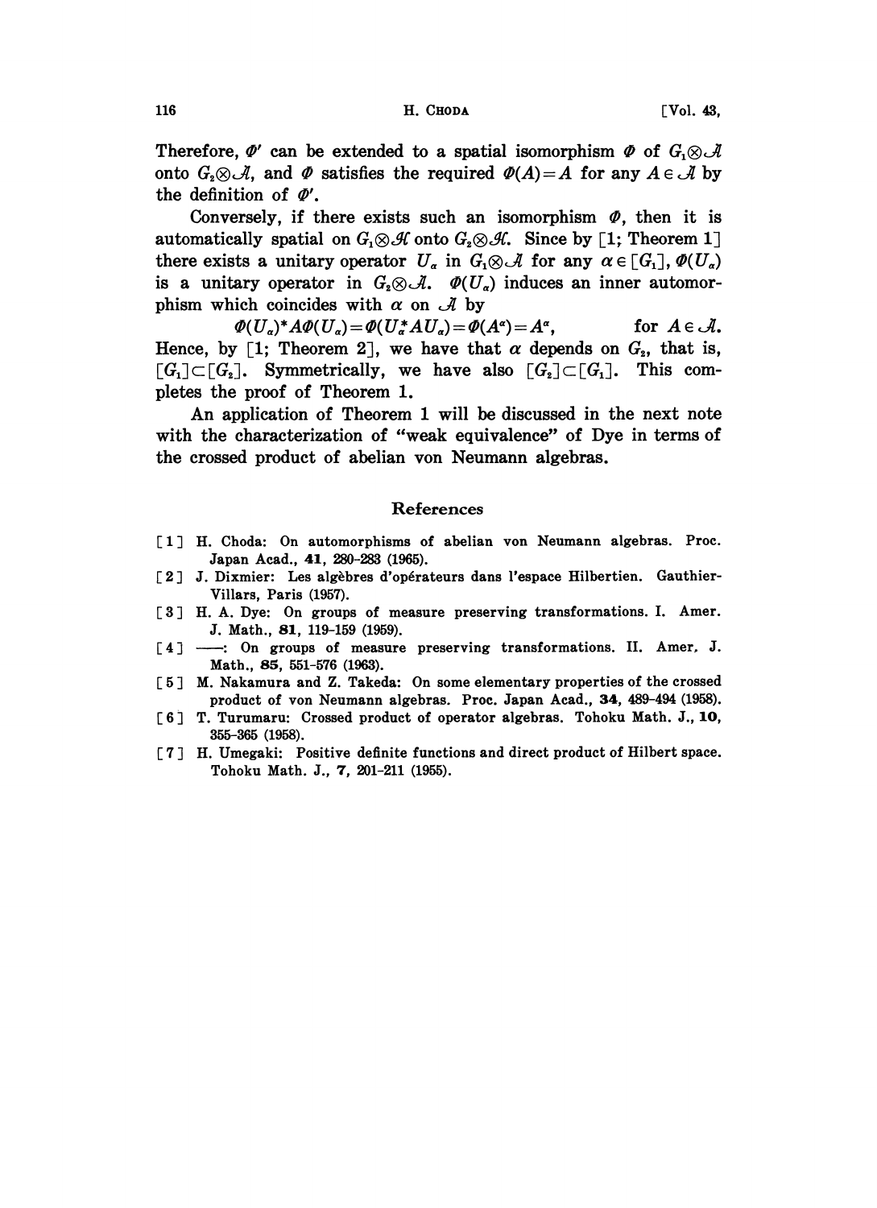Therefore, $\Phi'$ can be extended to a spatial isomorphism $\Phi$ of $G_1 \otimes \mathcal{A}$ onto $G_2 \otimes \mathcal{A}$, and $\Phi$ satisfies the required $\Phi(A) = A$ for any $A \in \mathcal{A}$ by the definition of $\Phi'$.

Conversely, if there exists such an isomorphism $\Phi$, then it is automatically spatial on $G_1 \otimes \mathcal{H}$ onto $G_2 \otimes \mathcal{H}$. Since by [1; Theorem 1] there exists a unitary operator $U_\alpha$ in $G_1 \otimes \mathcal{A}$ for any $\alpha \in [G_1]$, $\Phi(U_\alpha)$ is a unitary operator in $G_2 \otimes \mathcal{A}$. $\Phi(U_\alpha)$ induces an inner automorphism which coincides with $\alpha$ on $\mathcal{A}$ by

$$\Phi(U_\alpha)^* A \Phi(U_\alpha) = \Phi(U_\alpha^* A U_\alpha) = \Phi(A^\alpha) = A^\alpha, \qquad \text{for } A \in \mathcal{A}.$$

Hence, by [1; Theorem 2], we have that $\alpha$ depends on $G_2$, that is, $[G_1] \subset [G_2]$. Symmetrically, we have also $[G_2] \subset [G_1]$. This completes the proof of Theorem 1.

An application of Theorem 1 will be discussed in the next note with the characterization of "weak equivalence" of Dye in terms of the crossed product of abelian von Neumann algebras.

## References

[1] H. Choda: On automorphisms of abelian von Neumann algebras. Proc. Japan Acad., **41**, 280–283 (1965).

[2] J. Dixmier: Les algèbres d'opérateurs dans l'espace Hilbertien. Gauthier-Villars, Paris (1957).

[3] H. A. Dye: On groups of measure preserving transformations. I. Amer. J. Math., **81**, 119–159 (1959).

[4] ——: On groups of measure preserving transformations. II. Amer. J. Math., **85**, 551–576 (1963).

[5] M. Nakamura and Z. Takeda: On some elementary properties of the crossed product of von Neumann algebras. Proc. Japan Acad., **34**, 489–494 (1958).

[6] T. Turumaru: Crossed product of operator algebras. Tohoku Math. J., **10**, 355–365 (1958).

[7] H. Umegaki: Positive definite functions and direct product of Hilbert space. Tohoku Math. J., **7**, 201–211 (1955).